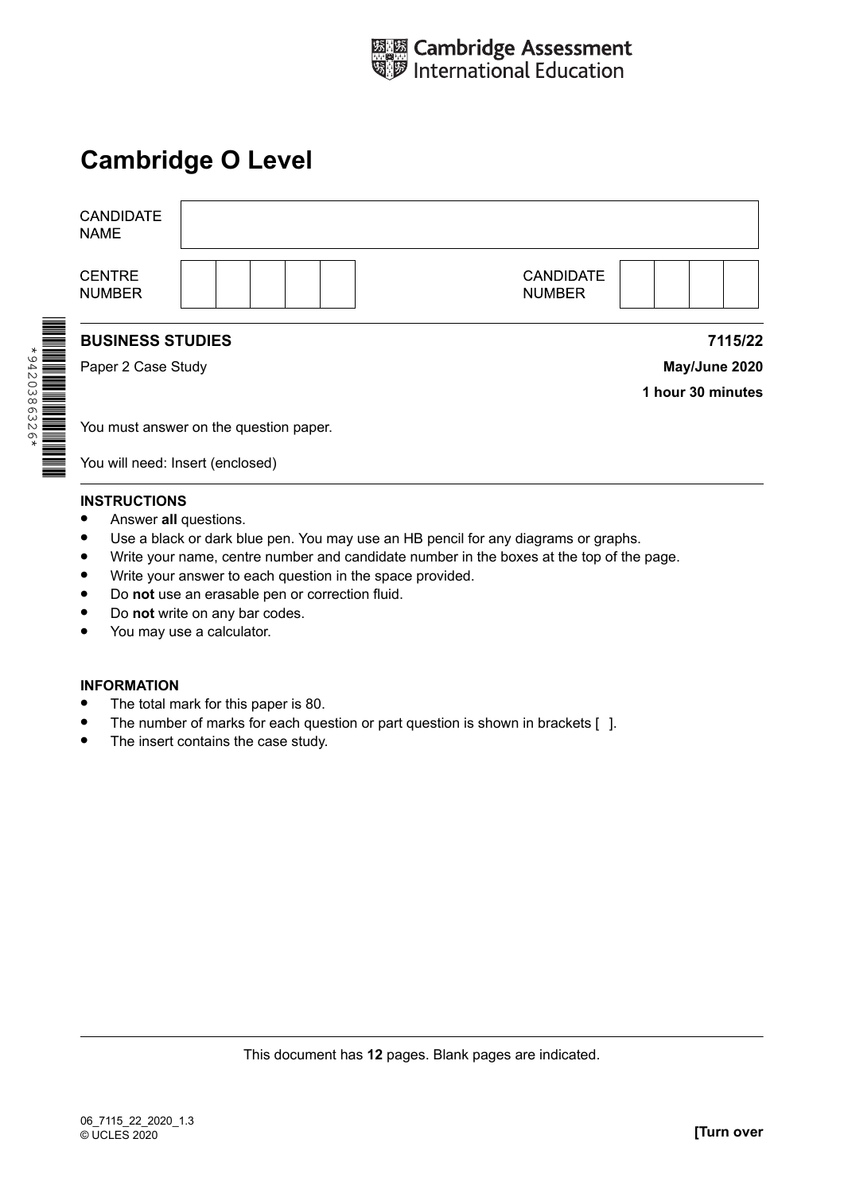Cambridge Assessment International Education

# Cambridge O Level

| CANDIDATE NAME | | | |
|---|---|---|---|
| CENTRE NUMBER | | CANDIDATE NUMBER | |

*9420386326*

**BUSINESS STUDIES** **7115/22**

Paper 2 Case Study **May/June 2020**

**1 hour 30 minutes**

You must answer on the question paper.

You will need: Insert (enclosed)

**INSTRUCTIONS**

- Answer **all** questions.
- Use a black or dark blue pen. You may use an HB pencil for any diagrams or graphs.
- Write your name, centre number and candidate number in the boxes at the top of the page.
- Write your answer to each question in the space provided.
- Do **not** use an erasable pen or correction fluid.
- Do **not** write on any bar codes.
- You may use a calculator.

**INFORMATION**

- The total mark for this paper is 80.
- The number of marks for each question or part question is shown in brackets [ ].
- The insert contains the case study.

This document has **12** pages. Blank pages are indicated.

06_7115_22_2020_1.3
© UCLES 2020

**[Turn over**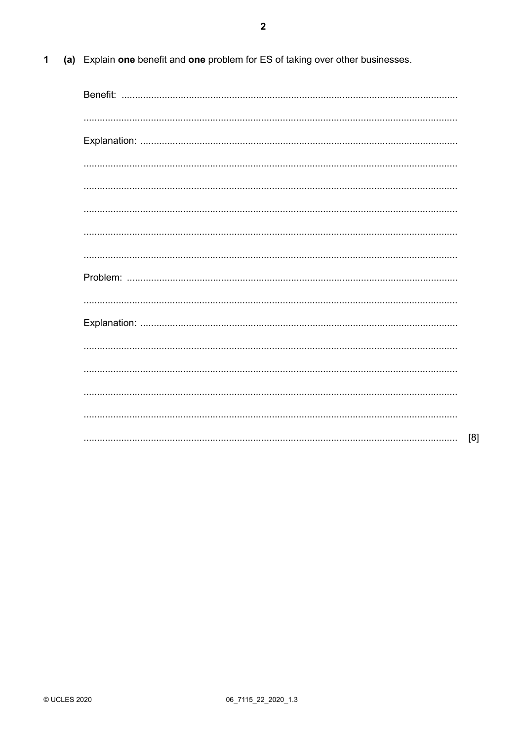1 (a) Explain **one** benefit and **one** problem for ES of taking over other businesses.

Benefit: ..........................................................................................................................

..........................................................................................................................

Explanation: ..........................................................................................................................

..........................................................................................................................

..........................................................................................................................

..........................................................................................................................

..........................................................................................................................

..........................................................................................................................

Problem: ..........................................................................................................................

..........................................................................................................................

Explanation: ..........................................................................................................................

..........................................................................................................................

..........................................................................................................................

..........................................................................................................................

..........................................................................................................................

.......................................................................................................................... [8]

© UCLES 2020 06_7115_22_2020_1.3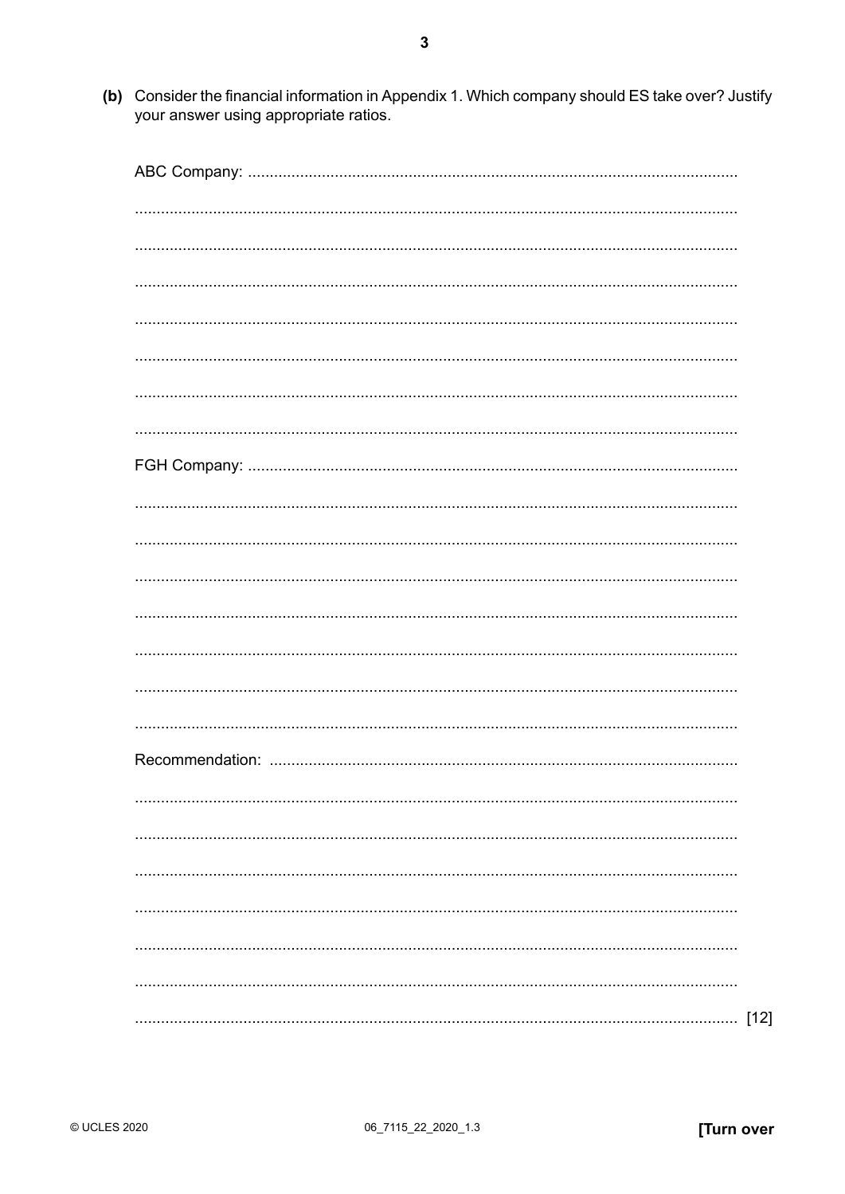(b) Consider the financial information in Appendix 1. Which company should ES take over? Justify your answer using appropriate ratios.

ABC Company: ..........................................................................................................................

..........................................................................................................................

..........................................................................................................................

..........................................................................................................................

..........................................................................................................................

..........................................................................................................................

..........................................................................................................................

..........................................................................................................................

FGH Company: ..........................................................................................................................

..........................................................................................................................

..........................................................................................................................

..........................................................................................................................

..........................................................................................................................

..........................................................................................................................

..........................................................................................................................

..........................................................................................................................

Recommendation: ..........................................................................................................................

..........................................................................................................................

..........................................................................................................................

..........................................................................................................................

..........................................................................................................................

..........................................................................................................................

..........................................................................................................................

.......................................................................................................................... [12]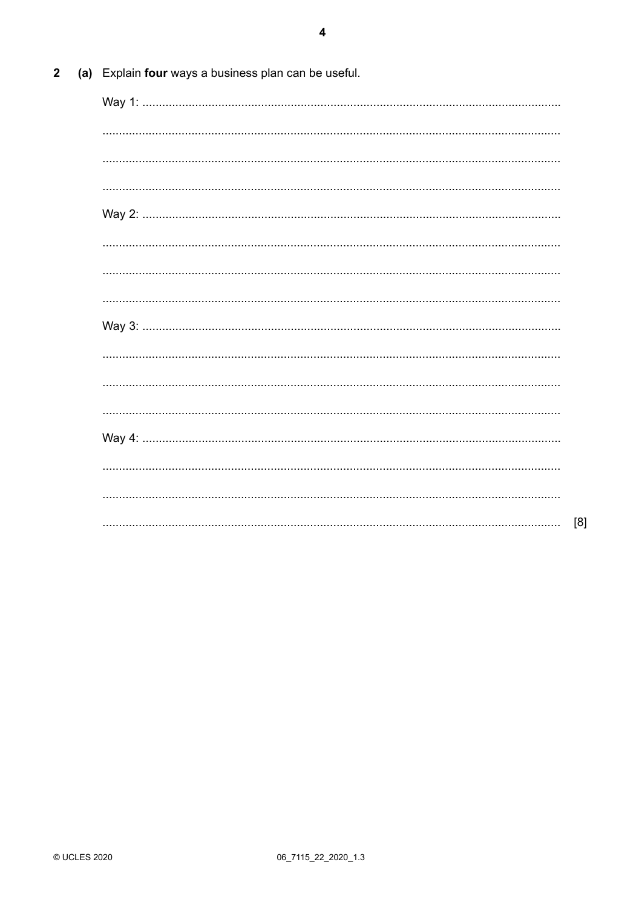**2** **(a)** Explain **four** ways a business plan can be useful.

Way 1: ..............................................................................................................................

..............................................................................................................................

..............................................................................................................................

..............................................................................................................................

Way 2: ..............................................................................................................................

..............................................................................................................................

..............................................................................................................................

..............................................................................................................................

Way 3: ..............................................................................................................................

..............................................................................................................................

..............................................................................................................................

..............................................................................................................................

Way 4: ..............................................................................................................................

..............................................................................................................................

..............................................................................................................................

.............................................................................................................................. [8]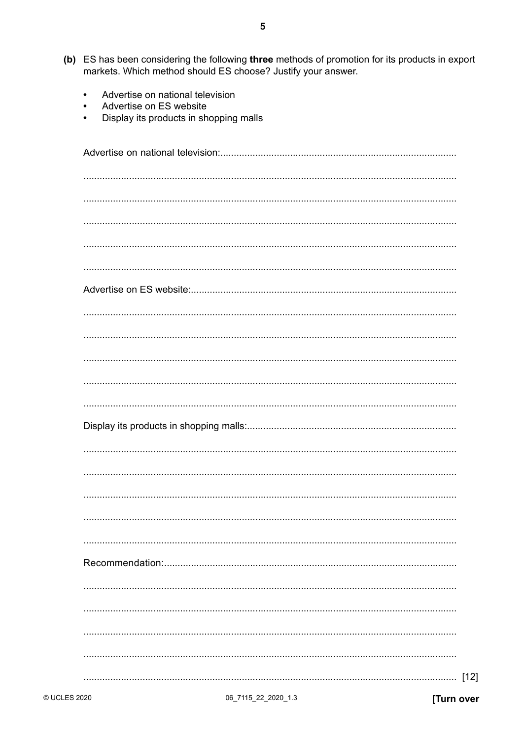(b) ES has been considering the following **three** methods of promotion for its products in export markets. Which method should ES choose? Justify your answer.

- Advertise on national television
- Advertise on ES website
- Display its products in shopping malls

Advertise on national television: ..........................................................................................

..........................................................................................................................................

..........................................................................................................................................

..........................................................................................................................................

..........................................................................................................................................

..........................................................................................................................................

Advertise on ES website: ..........................................................................................

..........................................................................................................................................

..........................................................................................................................................

..........................................................................................................................................

..........................................................................................................................................

..........................................................................................................................................

Display its products in shopping malls: ..........................................................................................

..........................................................................................................................................

..........................................................................................................................................

..........................................................................................................................................

..........................................................................................................................................

..........................................................................................................................................

Recommendation: ..........................................................................................

..........................................................................................................................................

..........................................................................................................................................

..........................................................................................................................................

..........................................................................................................................................

.......................................................................................................................................... [12]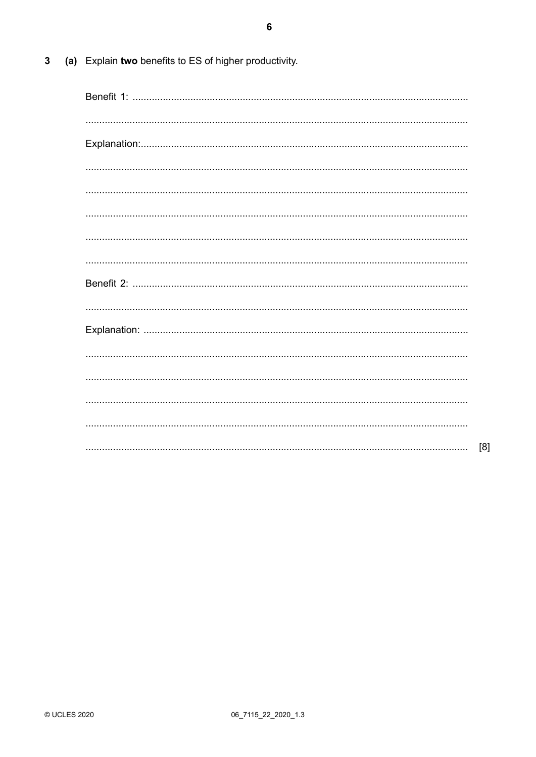3 (a) Explain **two** benefits to ES of higher productivity.

Benefit 1: ..........................................................................................................................

..........................................................................................................................

Explanation:..........................................................................................................................

..........................................................................................................................

..........................................................................................................................

..........................................................................................................................

..........................................................................................................................

..........................................................................................................................

Benefit 2: ..........................................................................................................................

..........................................................................................................................

Explanation: ..........................................................................................................................

..........................................................................................................................

..........................................................................................................................

..........................................................................................................................

..........................................................................................................................

.......................................................................................................................... [8]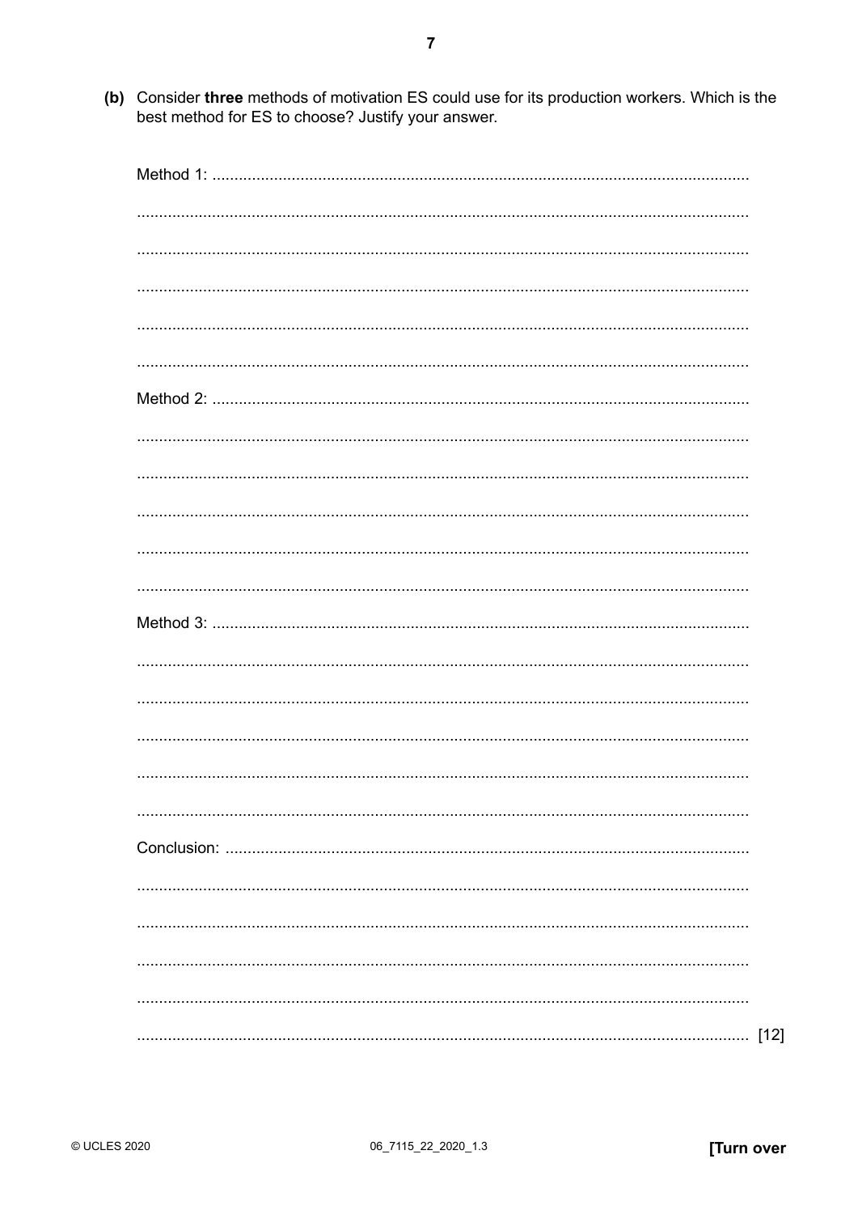(b) Consider **three** methods of motivation ES could use for its production workers. Which is the best method for ES to choose? Justify your answer.

Method 1: ..........................................................................................................................

..........................................................................................................................................

..........................................................................................................................................

..........................................................................................................................................

..........................................................................................................................................

..........................................................................................................................................

Method 2: ..........................................................................................................................

..........................................................................................................................................

..........................................................................................................................................

..........................................................................................................................................

..........................................................................................................................................

..........................................................................................................................................

Method 3: ..........................................................................................................................

..........................................................................................................................................

..........................................................................................................................................

..........................................................................................................................................

..........................................................................................................................................

..........................................................................................................................................

Conclusion: .......................................................................................................................

..........................................................................................................................................

..........................................................................................................................................

..........................................................................................................................................

..........................................................................................................................................

.......................................................................................................................................... [12]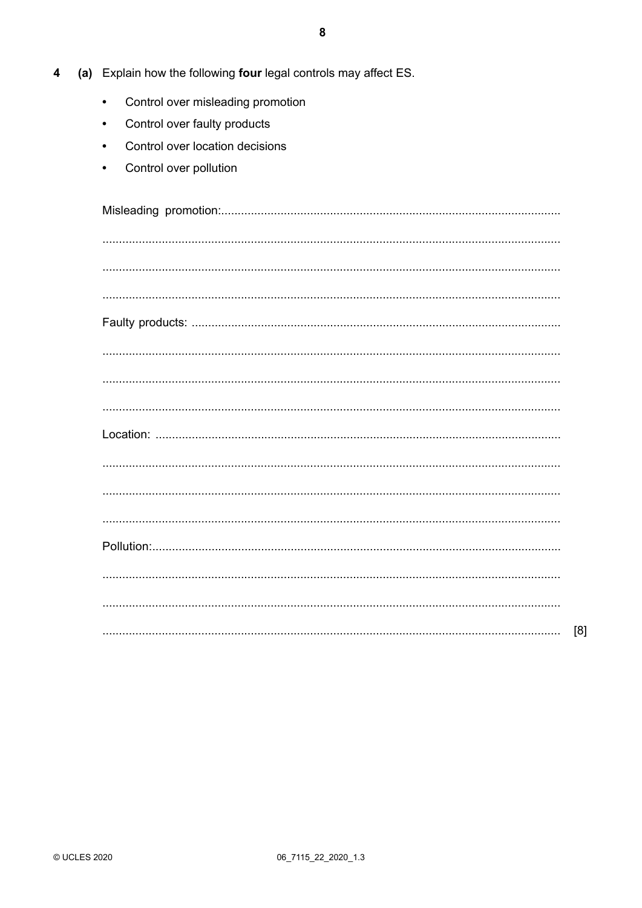4 (a) Explain how the following **four** legal controls may affect ES.

- Control over misleading promotion
- Control over faulty products
- Control over location decisions
- Control over pollution

Misleading promotion:.......................................................................................................

...........................................................................................................................................

...........................................................................................................................................

...........................................................................................................................................

Faulty products: ..............................................................................................................

...........................................................................................................................................

...........................................................................................................................................

...........................................................................................................................................

Location: ..........................................................................................................................

...........................................................................................................................................

...........................................................................................................................................

...........................................................................................................................................

Pollution:...........................................................................................................................

...........................................................................................................................................

...........................................................................................................................................

........................................................................................................................................... [8]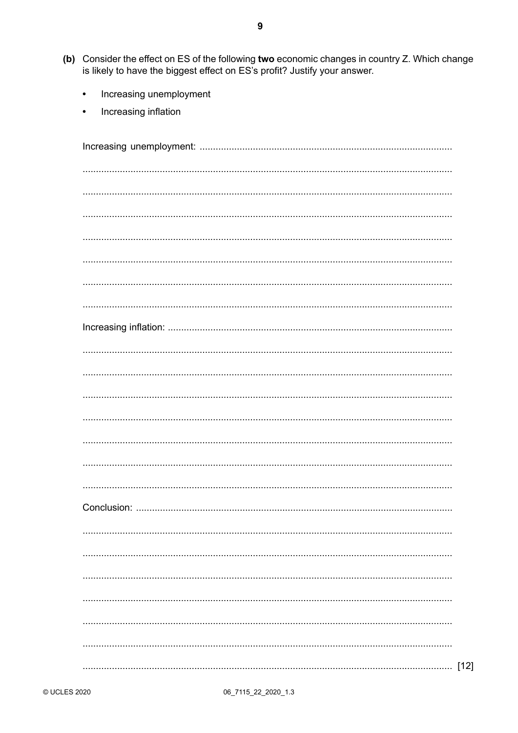**(b)** Consider the effect on ES of the following **two** economic changes in country Z. Which change is likely to have the biggest effect on ES's profit? Justify your answer.

- Increasing unemployment
- Increasing inflation

Increasing unemployment: ..............................................................................................

.........................................................................................................................................

.........................................................................................................................................

.........................................................................................................................................

.........................................................................................................................................

.........................................................................................................................................

.........................................................................................................................................

.........................................................................................................................................

Increasing inflation: ..........................................................................................................

.........................................................................................................................................

.........................................................................................................................................

.........................................................................................................................................

.........................................................................................................................................

.........................................................................................................................................

.........................................................................................................................................

.........................................................................................................................................

Conclusion: ......................................................................................................................

.........................................................................................................................................

.........................................................................................................................................

.........................................................................................................................................

.........................................................................................................................................

.........................................................................................................................................

.........................................................................................................................................

......................................................................................................................................... [12]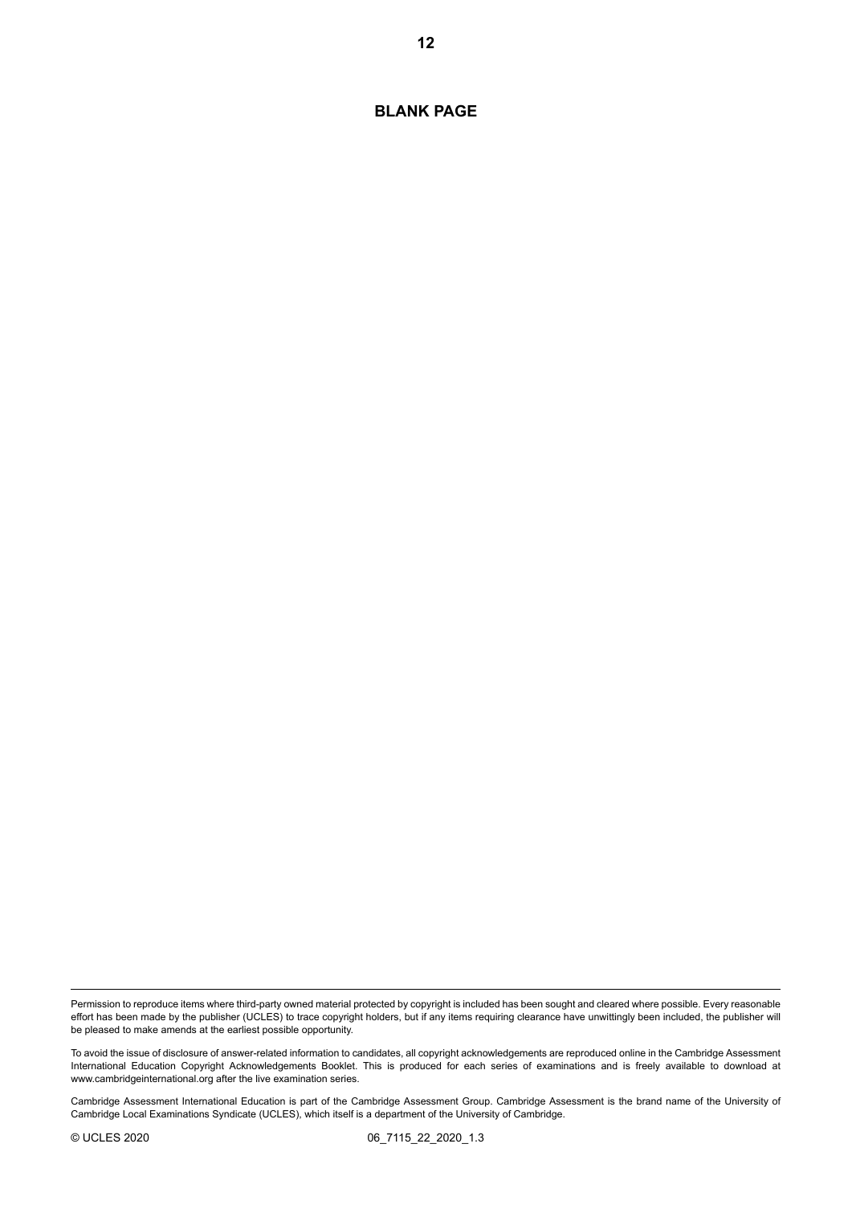**BLANK PAGE**

Permission to reproduce items where third-party owned material protected by copyright is included has been sought and cleared where possible. Every reasonable effort has been made by the publisher (UCLES) to trace copyright holders, but if any items requiring clearance have unwittingly been included, the publisher will be pleased to make amends at the earliest possible opportunity.

To avoid the issue of disclosure of answer-related information to candidates, all copyright acknowledgements are reproduced online in the Cambridge Assessment International Education Copyright Acknowledgements Booklet. This is produced for each series of examinations and is freely available to download at www.cambridgeinternational.org after the live examination series.

Cambridge Assessment International Education is part of the Cambridge Assessment Group. Cambridge Assessment is the brand name of the University of Cambridge Local Examinations Syndicate (UCLES), which itself is a department of the University of Cambridge.

© UCLES 2020 06_7115_22_2020_1.3